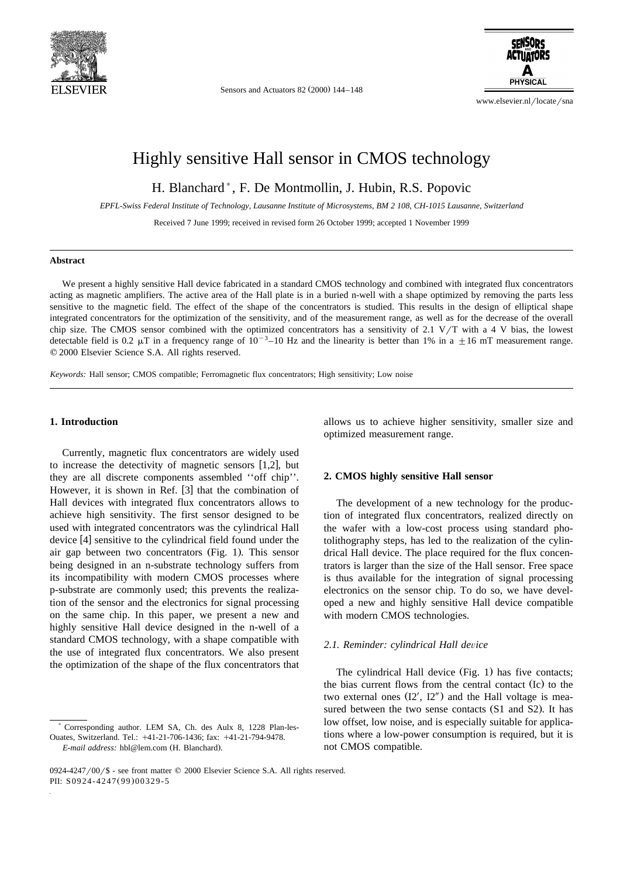# Highly sensitive Hall sensor in CMOS technology

H. Blanchard *, F. De Montmollin, J. Hubin, R.S. Popovic

*EPFL-Swiss Federal Institute of Technology, Lausanne Institute of Microsystems, BM 2 108, CH-1015 Lausanne, Switzerland*

Received 7 June 1999; received in revised form 26 October 1999; accepted 1 November 1999

## Abstract

We present a highly sensitive Hall device fabricated in a standard CMOS technology and combined with integrated flux concentrators acting as magnetic amplifiers. The active area of the Hall plate is in a buried n-well with a shape optimized by removing the parts less sensitive to the magnetic field. The effect of the shape of the concentrators is studied. This results in the design of elliptical shape integrated concentrators for the optimization of the sensitivity, and of the measurement range, as well as for the decrease of the overall chip size. The CMOS sensor combined with the optimized concentrators has a sensitivity of 2.1 V/T with a 4 V bias, the lowest detectable field is 0.2 μT in a frequency range of $10^{-3}$–10 Hz and the linearity is better than 1% in a ±16 mT measurement range. © 2000 Elsevier Science S.A. All rights reserved.

*Keywords:* Hall sensor; CMOS compatible; Ferromagnetic flux concentrators; High sensitivity; Low noise

## 1. Introduction

Currently, magnetic flux concentrators are widely used to increase the detectivity of magnetic sensors [1,2], but they are all discrete components assembled ''off chip''. However, it is shown in Ref. [3] that the combination of Hall devices with integrated flux concentrators allows to achieve high sensitivity. The first sensor designed to be used with integrated concentrators was the cylindrical Hall device [4] sensitive to the cylindrical field found under the air gap between two concentrators (Fig. 1). This sensor being designed in an n-substrate technology suffers from its incompatibility with modern CMOS processes where p-substrate are commonly used; this prevents the realization of the sensor and the electronics for signal processing on the same chip. In this paper, we present a new and highly sensitive Hall device designed in the n-well of a standard CMOS technology, with a shape compatible with the use of integrated flux concentrators. We also present the optimization of the shape of the flux concentrators that allows us to achieve higher sensitivity, smaller size and optimized measurement range.

## 2. CMOS highly sensitive Hall sensor

The development of a new technology for the production of integrated flux concentrators, realized directly on the wafer with a low-cost process using standard photolithography steps, has led to the realization of the cylindrical Hall device. The place required for the flux concentrators is larger than the size of the Hall sensor. Free space is thus available for the integration of signal processing electronics on the sensor chip. To do so, we have developed a new and highly sensitive Hall device compatible with modern CMOS technologies.

### 2.1. Reminder: cylindrical Hall device

The cylindrical Hall device (Fig. 1) has five contacts; the bias current flows from the central contact (Ic) to the two external ones (I2′, I2″) and the Hall voltage is measured between the two sense contacts (S1 and S2). It has low offset, low noise, and is especially suitable for applications where a low-power consumption is required, but it is not CMOS compatible.

* Corresponding author. LEM SA, Ch. des Aulx 8, 1228 Plan-les-Ouates, Switzerland. Tel.: +41-21-706-1436; fax: +41-21-794-9478.
*E-mail address:* hbl@lem.com (H. Blanchard).

0924-4247/00/$ - see front matter © 2000 Elsevier Science S.A. All rights reserved.
PII: S0924-4247(99)00329-5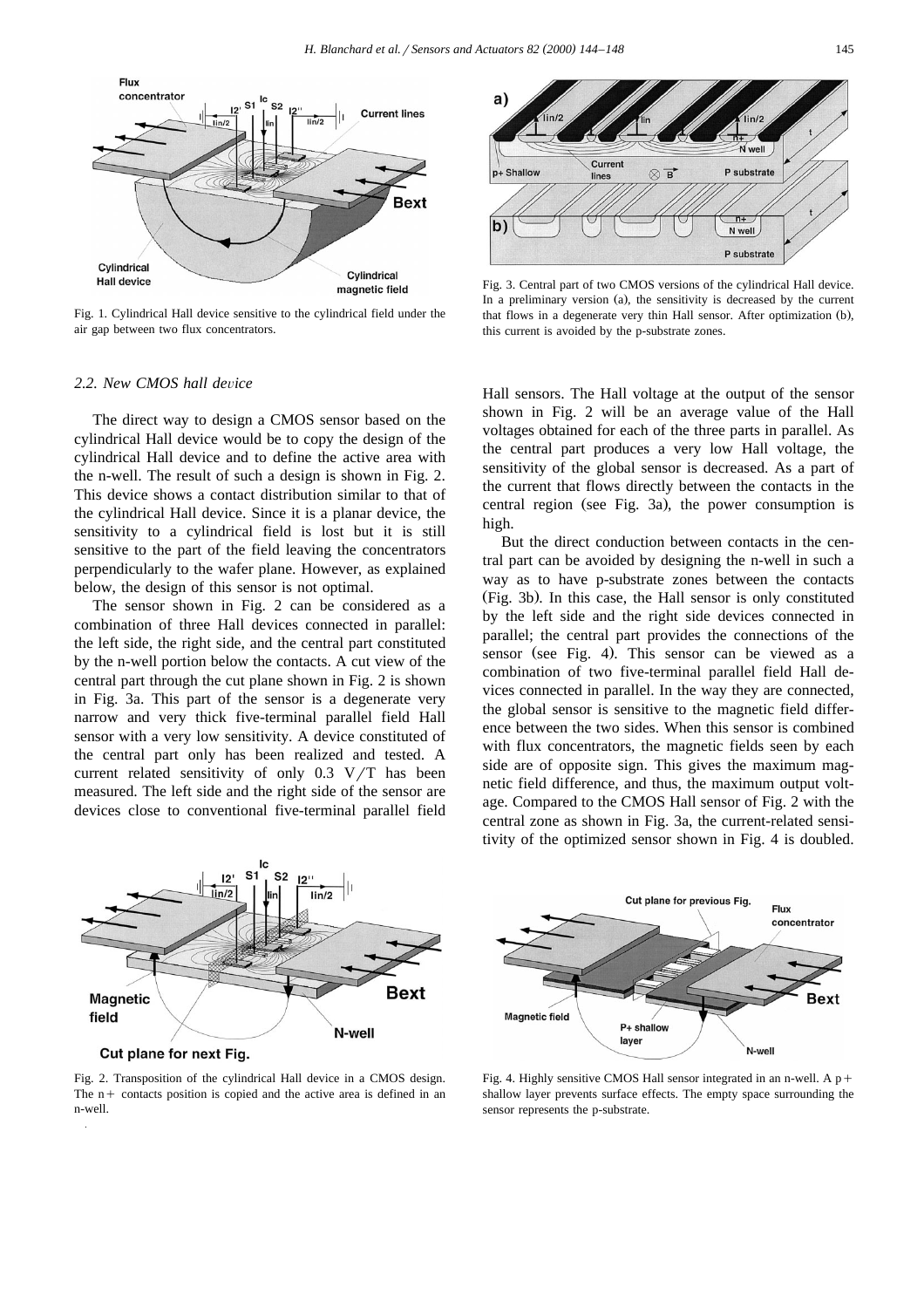Fig. 1. Cylindrical Hall device sensitive to the cylindrical field under the air gap between two flux concentrators.

Fig. 3. Central part of two CMOS versions of the cylindrical Hall device. In a preliminary version (a), the sensitivity is decreased by the current that flows in a degenerate very thin Hall sensor. After optimization (b), this current is avoided by the p-substrate zones.

### 2.2. New CMOS hall device

The direct way to design a CMOS sensor based on the cylindrical Hall device would be to copy the design of the cylindrical Hall device and to define the active area with the n-well. The result of such a design is shown in Fig. 2. This device shows a contact distribution similar to that of the cylindrical Hall device. Since it is a planar device, the sensitivity to a cylindrical field is lost but it is still sensitive to the part of the field leaving the concentrators perpendicularly to the wafer plane. However, as explained below, the design of this sensor is not optimal.

The sensor shown in Fig. 2 can be considered as a combination of three Hall devices connected in parallel: the left side, the right side, and the central part constituted by the n-well portion below the contacts. A cut view of the central part through the cut plane shown in Fig. 2 is shown in Fig. 3a. This part of the sensor is a degenerate very narrow and very thick five-terminal parallel field Hall sensor with a very low sensitivity. A device constituted of the central part only has been realized and tested. A current related sensitivity of only 0.3 V/T has been measured. The left side and the right side of the sensor are devices close to conventional five-terminal parallel field Hall sensors. The Hall voltage at the output of the sensor shown in Fig. 2 will be an average value of the Hall voltages obtained for each of the three parts in parallel. As the central part produces a very low Hall voltage, the sensitivity of the global sensor is decreased. As a part of the current that flows directly between the contacts in the central region (see Fig. 3a), the power consumption is high.

But the direct conduction between contacts in the central part can be avoided by designing the n-well in such a way as to have p-substrate zones between the contacts (Fig. 3b). In this case, the Hall sensor is only constituted by the left side and the right side devices connected in parallel; the central part provides the connections of the sensor (see Fig. 4). This sensor can be viewed as a combination of two five-terminal parallel field Hall devices connected in parallel. In the way they are connected, the global sensor is sensitive to the magnetic field difference between the two sides. When this sensor is combined with flux concentrators, the magnetic fields seen by each side are of opposite sign. This gives the maximum magnetic field difference, and thus, the maximum output voltage. Compared to the CMOS Hall sensor of Fig. 2 with the central zone as shown in Fig. 3a, the current-related sensitivity of the optimized sensor shown in Fig. 4 is doubled.

Fig. 2. Transposition of the cylindrical Hall device in a CMOS design. The n+ contacts position is copied and the active area is defined in an n-well.

Fig. 4. Highly sensitive CMOS Hall sensor integrated in an n-well. A p+ shallow layer prevents surface effects. The empty space surrounding the sensor represents the p-substrate.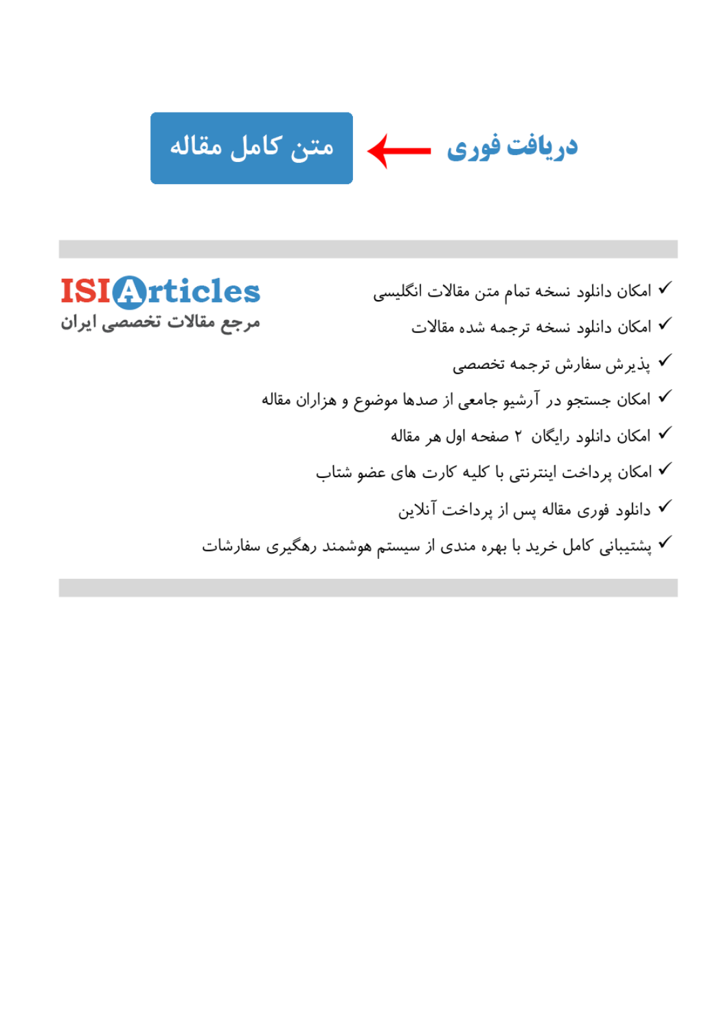دریافت فوری ← متن کامل مقاله

**ISIArticles**
مرجع مقالات تخصصی ایران

- ✓ امکان دانلود نسخه تمام متن مقالات انگلیسی
- ✓ امکان دانلود نسخه ترجمه شده مقالات
- ✓ پذیرش سفارش ترجمه تخصصی
- ✓ امکان جستجو در آرشیو جامعی از صدها موضوع و هزاران مقاله
- ✓ امکان دانلود رایگان ۲ صفحه اول هر مقاله
- ✓ امکان پرداخت اینترنتی با کلیه کارت های عضو شتاب
- ✓ دانلود فوری مقاله پس از پرداخت آنلاین
- ✓ پشتیبانی کامل خرید با بهره مندی از سیستم هوشمند رهگیری سفارشات